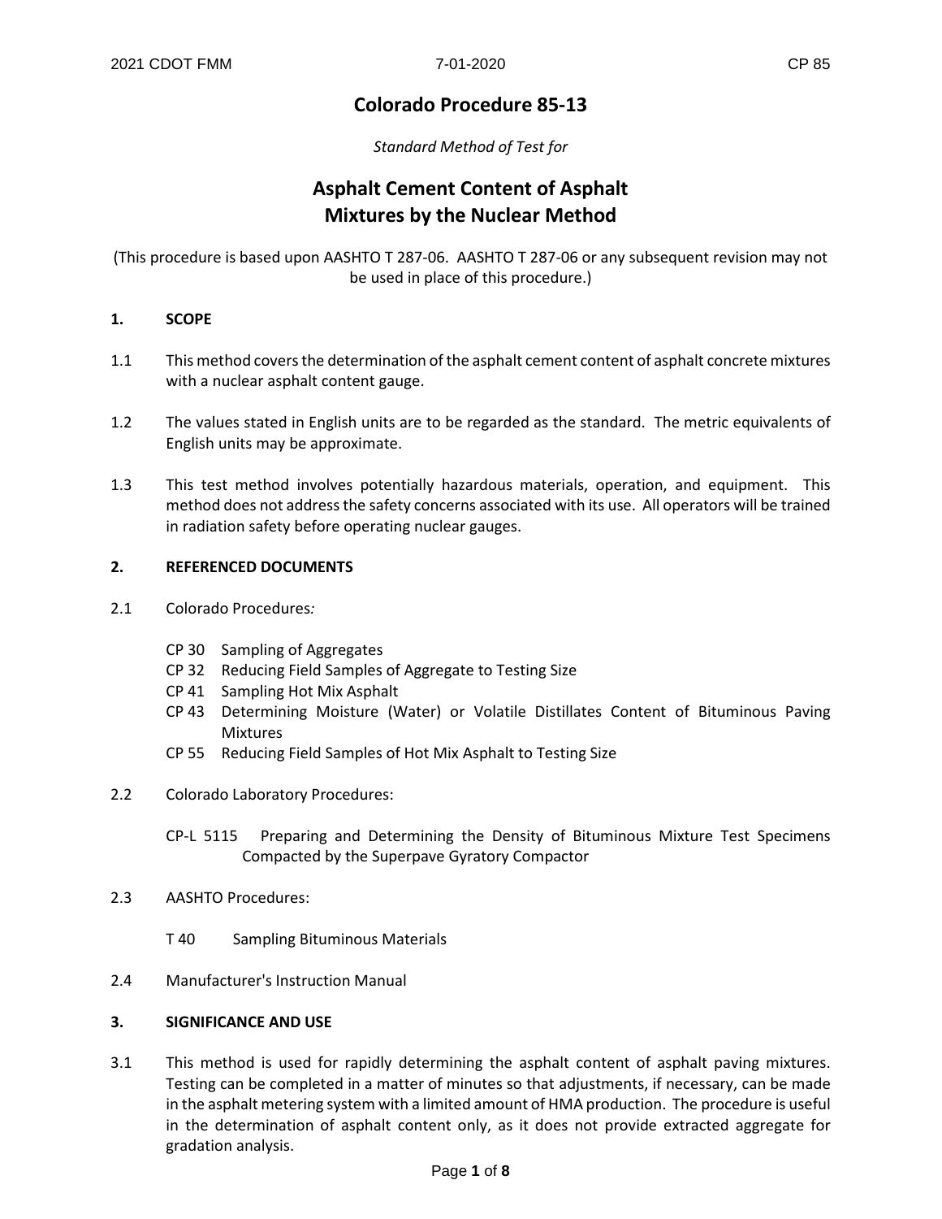# Colorado Procedure 85-13

*Standard Method of Test for*

# Asphalt Cement Content of Asphalt Mixtures by the Nuclear Method

(This procedure is based upon AASHTO T 287-06. AASHTO T 287-06 or any subsequent revision may not be used in place of this procedure.)

## 1. SCOPE

1.1 This method covers the determination of the asphalt cement content of asphalt concrete mixtures with a nuclear asphalt content gauge.

1.2 The values stated in English units are to be regarded as the standard. The metric equivalents of English units may be approximate.

1.3 This test method involves potentially hazardous materials, operation, and equipment. This method does not address the safety concerns associated with its use. All operators will be trained in radiation safety before operating nuclear gauges.

## 2. REFERENCED DOCUMENTS

2.1 Colorado Procedures*:*

- CP 30 Sampling of Aggregates
- CP 32 Reducing Field Samples of Aggregate to Testing Size
- CP 41 Sampling Hot Mix Asphalt
- CP 43 Determining Moisture (Water) or Volatile Distillates Content of Bituminous Paving Mixtures
- CP 55 Reducing Field Samples of Hot Mix Asphalt to Testing Size

2.2 Colorado Laboratory Procedures:

- CP-L 5115 Preparing and Determining the Density of Bituminous Mixture Test Specimens Compacted by the Superpave Gyratory Compactor

2.3 AASHTO Procedures:

- T 40 Sampling Bituminous Materials

2.4 Manufacturer's Instruction Manual

## 3. SIGNIFICANCE AND USE

3.1 This method is used for rapidly determining the asphalt content of asphalt paving mixtures. Testing can be completed in a matter of minutes so that adjustments, if necessary, can be made in the asphalt metering system with a limited amount of HMA production. The procedure is useful in the determination of asphalt content only, as it does not provide extracted aggregate for gradation analysis.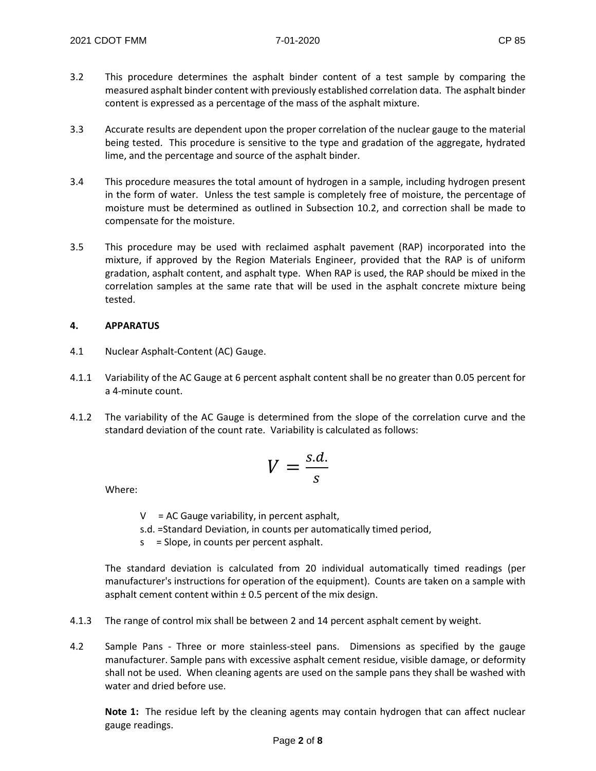3.2 This procedure determines the asphalt binder content of a test sample by comparing the measured asphalt binder content with previously established correlation data. The asphalt binder content is expressed as a percentage of the mass of the asphalt mixture.

3.3 Accurate results are dependent upon the proper correlation of the nuclear gauge to the material being tested. This procedure is sensitive to the type and gradation of the aggregate, hydrated lime, and the percentage and source of the asphalt binder.

3.4 This procedure measures the total amount of hydrogen in a sample, including hydrogen present in the form of water. Unless the test sample is completely free of moisture, the percentage of moisture must be determined as outlined in Subsection 10.2, and correction shall be made to compensate for the moisture.

3.5 This procedure may be used with reclaimed asphalt pavement (RAP) incorporated into the mixture, if approved by the Region Materials Engineer, provided that the RAP is of uniform gradation, asphalt content, and asphalt type. When RAP is used, the RAP should be mixed in the correlation samples at the same rate that will be used in the asphalt concrete mixture being tested.

## 4. APPARATUS

4.1 Nuclear Asphalt-Content (AC) Gauge.

4.1.1 Variability of the AC Gauge at 6 percent asphalt content shall be no greater than 0.05 percent for a 4-minute count.

4.1.2 The variability of the AC Gauge is determined from the slope of the correlation curve and the standard deviation of the count rate. Variability is calculated as follows:

$$V = \frac{s.d.}{s}$$

Where:

- V = AC Gauge variability, in percent asphalt,
- s.d. =Standard Deviation, in counts per automatically timed period,
- s = Slope, in counts per percent asphalt.

The standard deviation is calculated from 20 individual automatically timed readings (per manufacturer's instructions for operation of the equipment). Counts are taken on a sample with asphalt cement content within ± 0.5 percent of the mix design.

4.1.3 The range of control mix shall be between 2 and 14 percent asphalt cement by weight.

4.2 Sample Pans - Three or more stainless-steel pans. Dimensions as specified by the gauge manufacturer. Sample pans with excessive asphalt cement residue, visible damage, or deformity shall not be used. When cleaning agents are used on the sample pans they shall be washed with water and dried before use.

**Note 1:** The residue left by the cleaning agents may contain hydrogen that can affect nuclear gauge readings.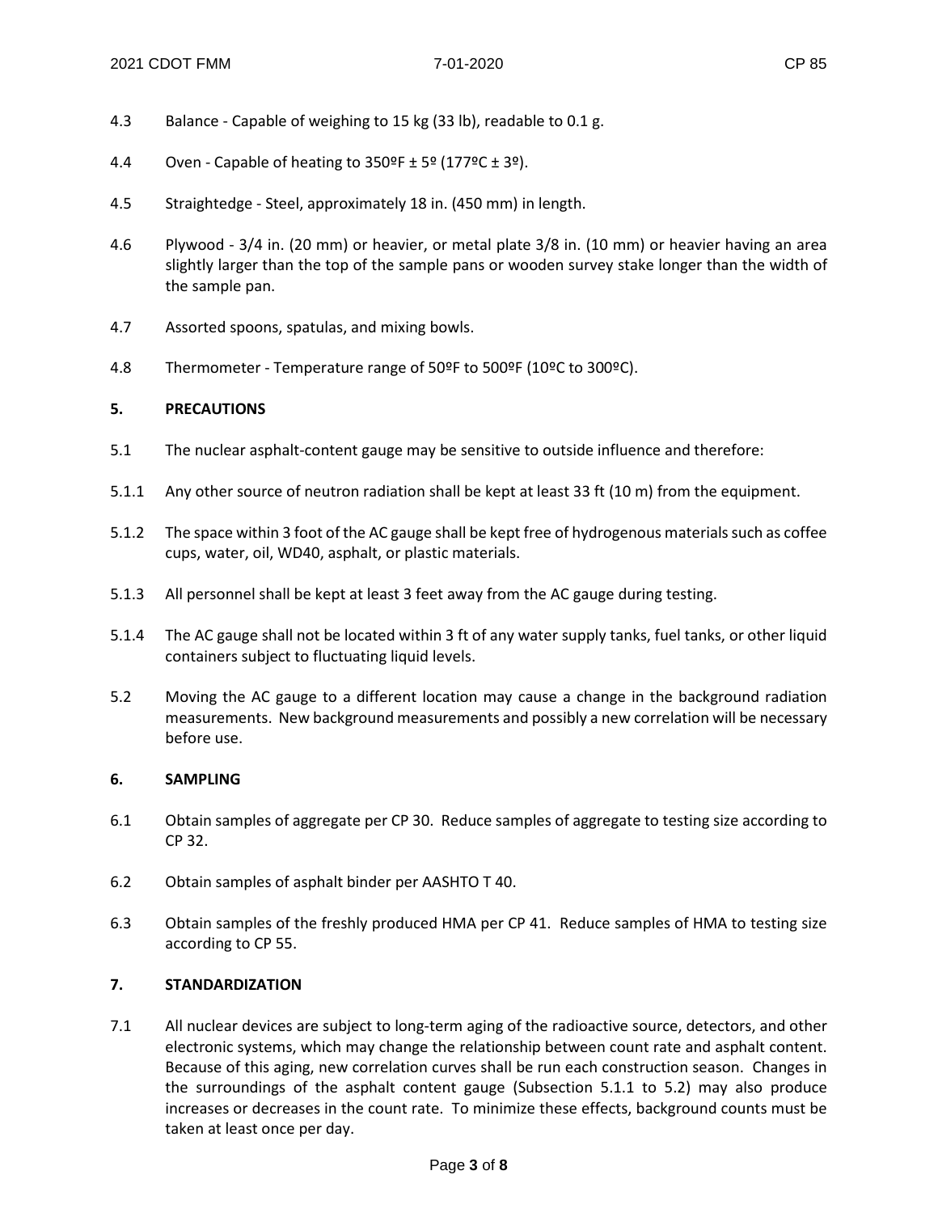4.3 Balance - Capable of weighing to 15 kg (33 lb), readable to 0.1 g.

4.4 Oven - Capable of heating to 350ºF ± 5º (177ºC ± 3º).

4.5 Straightedge - Steel, approximately 18 in. (450 mm) in length.

4.6 Plywood - 3/4 in. (20 mm) or heavier, or metal plate 3/8 in. (10 mm) or heavier having an area slightly larger than the top of the sample pans or wooden survey stake longer than the width of the sample pan.

4.7 Assorted spoons, spatulas, and mixing bowls.

4.8 Thermometer - Temperature range of 50ºF to 500ºF (10ºC to 300ºC).

## 5. PRECAUTIONS

5.1 The nuclear asphalt-content gauge may be sensitive to outside influence and therefore:

5.1.1 Any other source of neutron radiation shall be kept at least 33 ft (10 m) from the equipment.

5.1.2 The space within 3 foot of the AC gauge shall be kept free of hydrogenous materials such as coffee cups, water, oil, WD40, asphalt, or plastic materials.

5.1.3 All personnel shall be kept at least 3 feet away from the AC gauge during testing.

5.1.4 The AC gauge shall not be located within 3 ft of any water supply tanks, fuel tanks, or other liquid containers subject to fluctuating liquid levels.

5.2 Moving the AC gauge to a different location may cause a change in the background radiation measurements. New background measurements and possibly a new correlation will be necessary before use.

## 6. SAMPLING

6.1 Obtain samples of aggregate per CP 30. Reduce samples of aggregate to testing size according to CP 32.

6.2 Obtain samples of asphalt binder per AASHTO T 40.

6.3 Obtain samples of the freshly produced HMA per CP 41. Reduce samples of HMA to testing size according to CP 55.

## 7. STANDARDIZATION

7.1 All nuclear devices are subject to long-term aging of the radioactive source, detectors, and other electronic systems, which may change the relationship between count rate and asphalt content. Because of this aging, new correlation curves shall be run each construction season. Changes in the surroundings of the asphalt content gauge (Subsection 5.1.1 to 5.2) may also produce increases or decreases in the count rate. To minimize these effects, background counts must be taken at least once per day.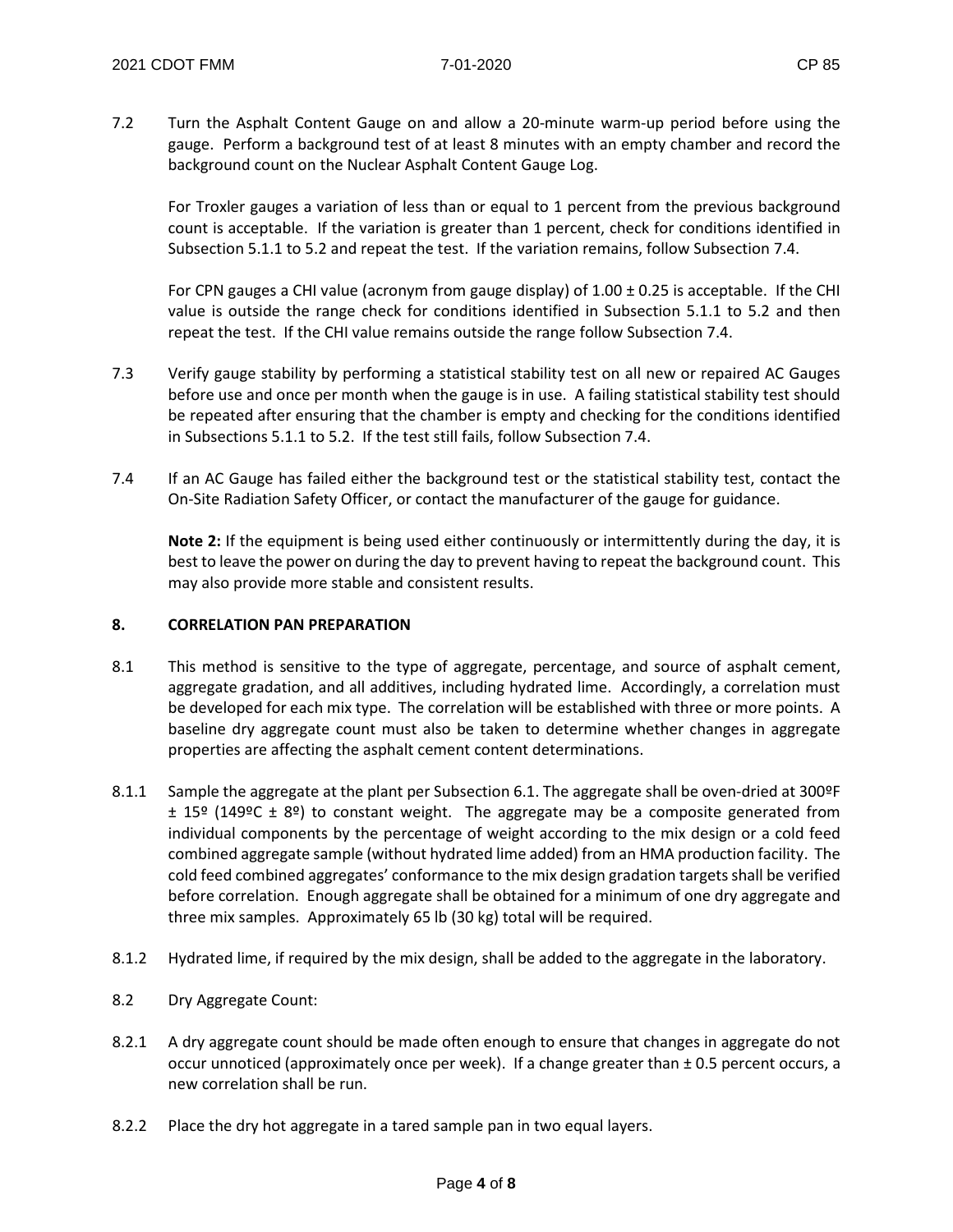7.2 Turn the Asphalt Content Gauge on and allow a 20-minute warm-up period before using the gauge. Perform a background test of at least 8 minutes with an empty chamber and record the background count on the Nuclear Asphalt Content Gauge Log.

For Troxler gauges a variation of less than or equal to 1 percent from the previous background count is acceptable. If the variation is greater than 1 percent, check for conditions identified in Subsection 5.1.1 to 5.2 and repeat the test. If the variation remains, follow Subsection 7.4.

For CPN gauges a CHI value (acronym from gauge display) of 1.00 ± 0.25 is acceptable. If the CHI value is outside the range check for conditions identified in Subsection 5.1.1 to 5.2 and then repeat the test. If the CHI value remains outside the range follow Subsection 7.4.

7.3 Verify gauge stability by performing a statistical stability test on all new or repaired AC Gauges before use and once per month when the gauge is in use. A failing statistical stability test should be repeated after ensuring that the chamber is empty and checking for the conditions identified in Subsections 5.1.1 to 5.2. If the test still fails, follow Subsection 7.4.

7.4 If an AC Gauge has failed either the background test or the statistical stability test, contact the On-Site Radiation Safety Officer, or contact the manufacturer of the gauge for guidance.

**Note 2:** If the equipment is being used either continuously or intermittently during the day, it is best to leave the power on during the day to prevent having to repeat the background count. This may also provide more stable and consistent results.

## 8. CORRELATION PAN PREPARATION

8.1 This method is sensitive to the type of aggregate, percentage, and source of asphalt cement, aggregate gradation, and all additives, including hydrated lime. Accordingly, a correlation must be developed for each mix type. The correlation will be established with three or more points. A baseline dry aggregate count must also be taken to determine whether changes in aggregate properties are affecting the asphalt cement content determinations.

8.1.1 Sample the aggregate at the plant per Subsection 6.1. The aggregate shall be oven-dried at 300ºF ± 15º (149ºC ± 8º) to constant weight. The aggregate may be a composite generated from individual components by the percentage of weight according to the mix design or a cold feed combined aggregate sample (without hydrated lime added) from an HMA production facility. The cold feed combined aggregates' conformance to the mix design gradation targets shall be verified before correlation. Enough aggregate shall be obtained for a minimum of one dry aggregate and three mix samples. Approximately 65 lb (30 kg) total will be required.

8.1.2 Hydrated lime, if required by the mix design, shall be added to the aggregate in the laboratory.

8.2 Dry Aggregate Count:

8.2.1 A dry aggregate count should be made often enough to ensure that changes in aggregate do not occur unnoticed (approximately once per week). If a change greater than ± 0.5 percent occurs, a new correlation shall be run.

8.2.2 Place the dry hot aggregate in a tared sample pan in two equal layers.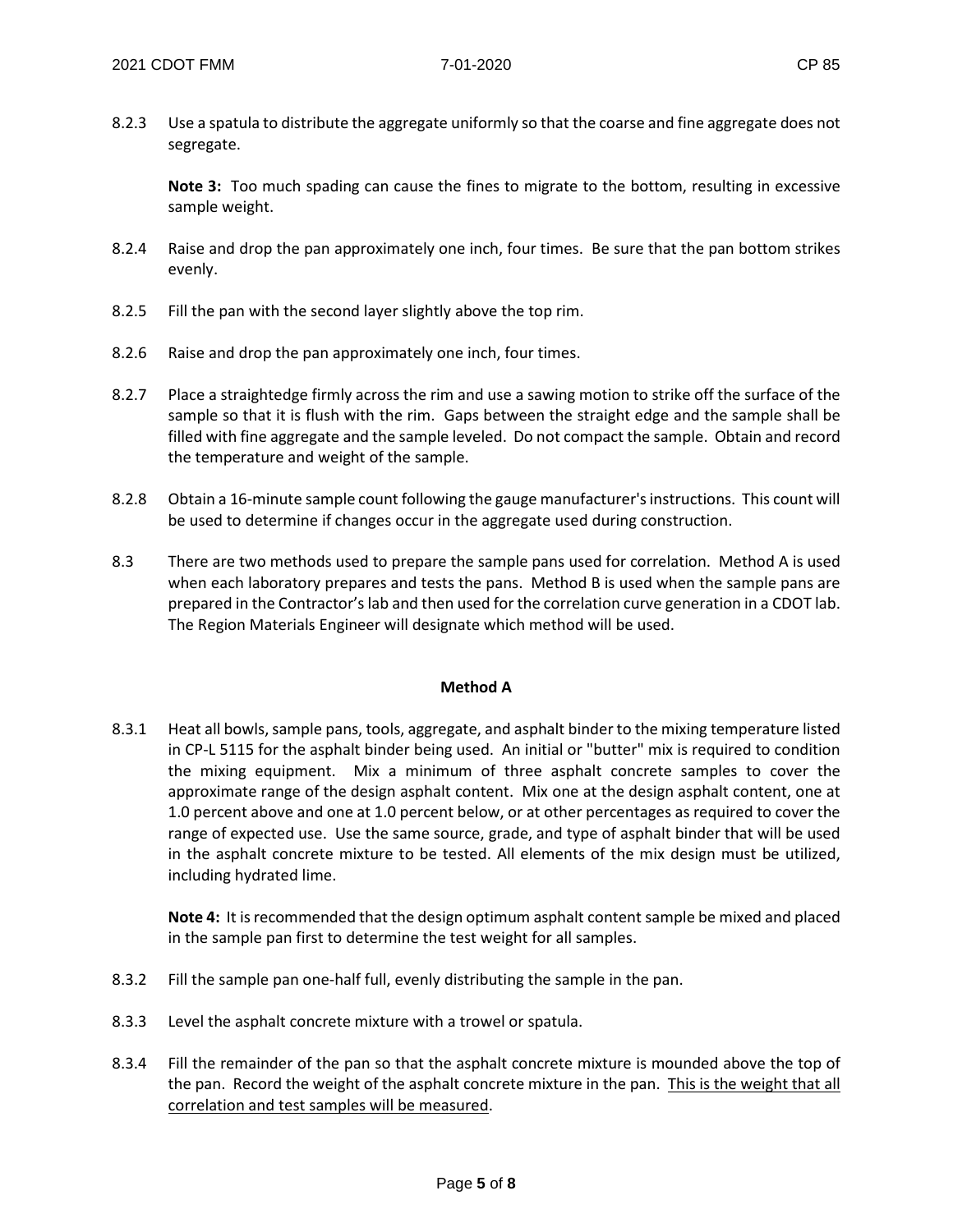8.2.3 Use a spatula to distribute the aggregate uniformly so that the coarse and fine aggregate does not segregate.

**Note 3:** Too much spading can cause the fines to migrate to the bottom, resulting in excessive sample weight.

8.2.4 Raise and drop the pan approximately one inch, four times. Be sure that the pan bottom strikes evenly.

8.2.5 Fill the pan with the second layer slightly above the top rim.

8.2.6 Raise and drop the pan approximately one inch, four times.

8.2.7 Place a straightedge firmly across the rim and use a sawing motion to strike off the surface of the sample so that it is flush with the rim. Gaps between the straight edge and the sample shall be filled with fine aggregate and the sample leveled. Do not compact the sample. Obtain and record the temperature and weight of the sample.

8.2.8 Obtain a 16-minute sample count following the gauge manufacturer's instructions. This count will be used to determine if changes occur in the aggregate used during construction.

8.3 There are two methods used to prepare the sample pans used for correlation. Method A is used when each laboratory prepares and tests the pans. Method B is used when the sample pans are prepared in the Contractor's lab and then used for the correlation curve generation in a CDOT lab. The Region Materials Engineer will designate which method will be used.

**Method A**

8.3.1 Heat all bowls, sample pans, tools, aggregate, and asphalt binder to the mixing temperature listed in CP-L 5115 for the asphalt binder being used. An initial or "butter" mix is required to condition the mixing equipment. Mix a minimum of three asphalt concrete samples to cover the approximate range of the design asphalt content. Mix one at the design asphalt content, one at 1.0 percent above and one at 1.0 percent below, or at other percentages as required to cover the range of expected use. Use the same source, grade, and type of asphalt binder that will be used in the asphalt concrete mixture to be tested. All elements of the mix design must be utilized, including hydrated lime.

**Note 4:** It is recommended that the design optimum asphalt content sample be mixed and placed in the sample pan first to determine the test weight for all samples.

8.3.2 Fill the sample pan one-half full, evenly distributing the sample in the pan.

8.3.3 Level the asphalt concrete mixture with a trowel or spatula.

8.3.4 Fill the remainder of the pan so that the asphalt concrete mixture is mounded above the top of the pan. Record the weight of the asphalt concrete mixture in the pan. <u>This is the weight that all correlation and test samples will be measured</u>.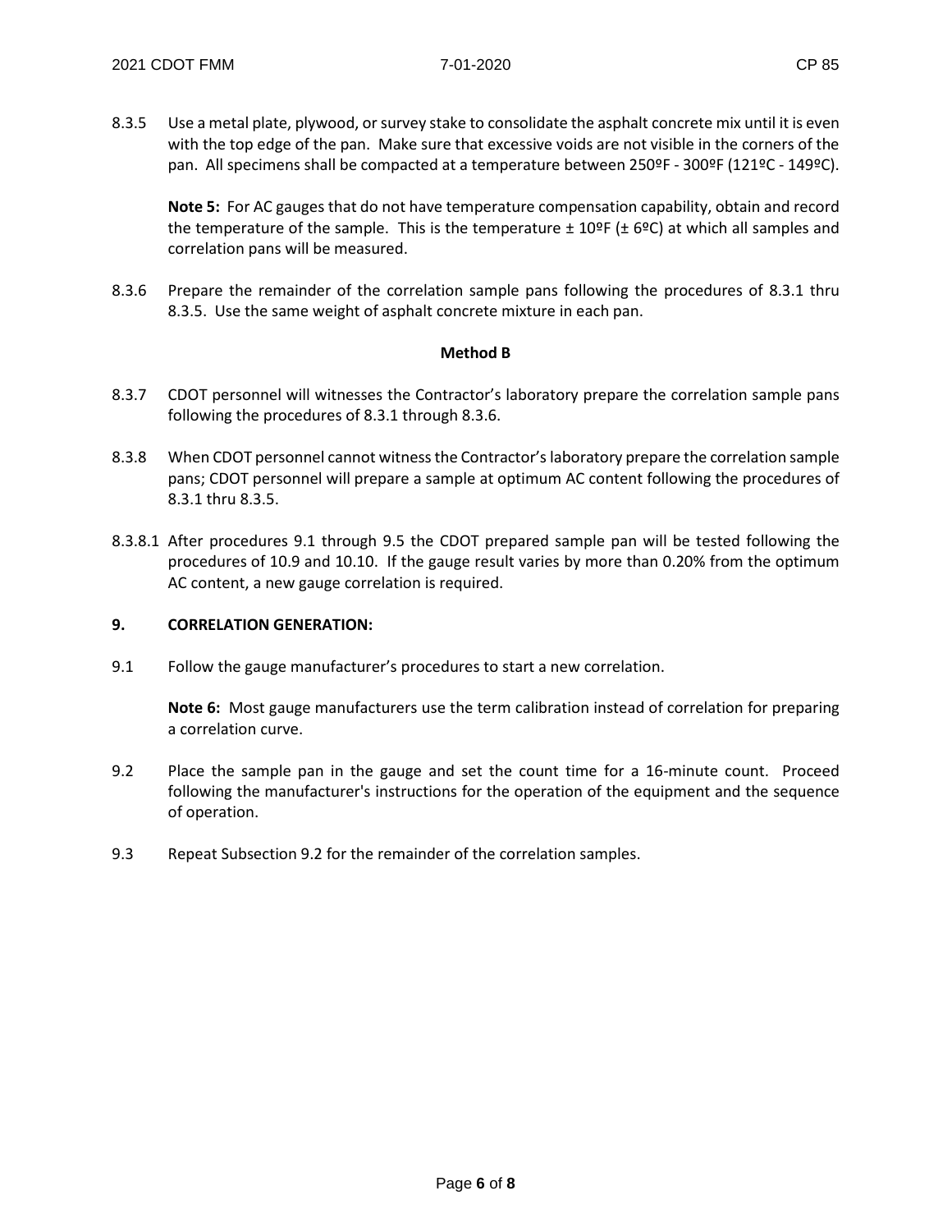8.3.5 Use a metal plate, plywood, or survey stake to consolidate the asphalt concrete mix until it is even with the top edge of the pan. Make sure that excessive voids are not visible in the corners of the pan. All specimens shall be compacted at a temperature between 250ºF - 300ºF (121ºC - 149ºC).

**Note 5:** For AC gauges that do not have temperature compensation capability, obtain and record the temperature of the sample. This is the temperature ± 10ºF (± 6ºC) at which all samples and correlation pans will be measured.

8.3.6 Prepare the remainder of the correlation sample pans following the procedures of 8.3.1 thru 8.3.5. Use the same weight of asphalt concrete mixture in each pan.

**Method B**

8.3.7 CDOT personnel will witnesses the Contractor's laboratory prepare the correlation sample pans following the procedures of 8.3.1 through 8.3.6.

8.3.8 When CDOT personnel cannot witness the Contractor's laboratory prepare the correlation sample pans; CDOT personnel will prepare a sample at optimum AC content following the procedures of 8.3.1 thru 8.3.5.

8.3.8.1 After procedures 9.1 through 9.5 the CDOT prepared sample pan will be tested following the procedures of 10.9 and 10.10. If the gauge result varies by more than 0.20% from the optimum AC content, a new gauge correlation is required.

## 9. CORRELATION GENERATION:

9.1 Follow the gauge manufacturer's procedures to start a new correlation.

**Note 6:** Most gauge manufacturers use the term calibration instead of correlation for preparing a correlation curve.

9.2 Place the sample pan in the gauge and set the count time for a 16-minute count. Proceed following the manufacturer's instructions for the operation of the equipment and the sequence of operation.

9.3 Repeat Subsection 9.2 for the remainder of the correlation samples.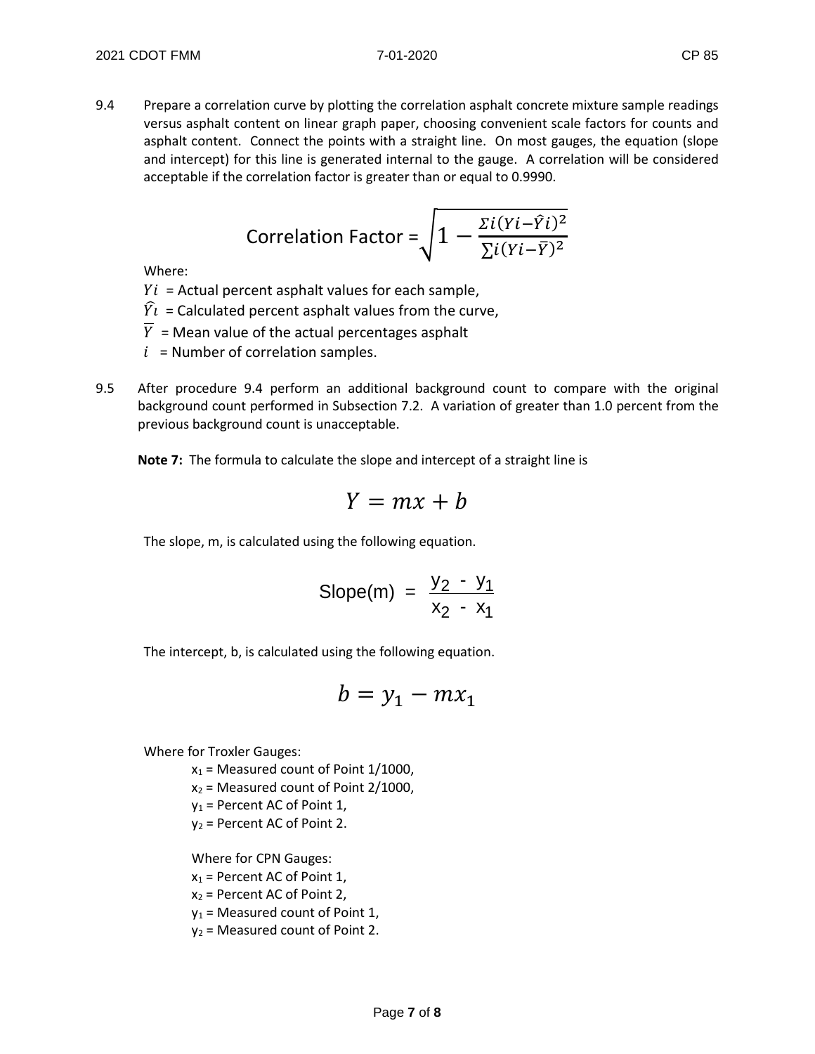9.4 Prepare a correlation curve by plotting the correlation asphalt concrete mixture sample readings versus asphalt content on linear graph paper, choosing convenient scale factors for counts and asphalt content. Connect the points with a straight line. On most gauges, the equation (slope and intercept) for this line is generated internal to the gauge. A correlation will be considered acceptable if the correlation factor is greater than or equal to 0.9990.

$$\text{Correlation Factor} = \sqrt{1 - \frac{\Sigma i(Yi - \hat{Y}i)^2}{\sum i(Yi - \bar{Y})^2}}$$

Where:

$Yi$ = Actual percent asphalt values for each sample,

$\widehat{Yi}$ = Calculated percent asphalt values from the curve,

$\overline{Y}$ = Mean value of the actual percentages asphalt

$i$ = Number of correlation samples.

9.5 After procedure 9.4 perform an additional background count to compare with the original background count performed in Subsection 7.2. A variation of greater than 1.0 percent from the previous background count is unacceptable.

**Note 7:** The formula to calculate the slope and intercept of a straight line is

$$Y = mx + b$$

The slope, m, is calculated using the following equation.

$$\text{Slope(m)} = \frac{y_2 - y_1}{x_2 - x_1}$$

The intercept, b, is calculated using the following equation.

$$b = y_1 - mx_1$$

Where for Troxler Gauges:

$x_1$ = Measured count of Point 1/1000,
$x_2$ = Measured count of Point 2/1000,
$y_1$ = Percent AC of Point 1,
$y_2$ = Percent AC of Point 2.

Where for CPN Gauges:

$x_1$ = Percent AC of Point 1,
$x_2$ = Percent AC of Point 2,
$y_1$ = Measured count of Point 1,
$y_2$ = Measured count of Point 2.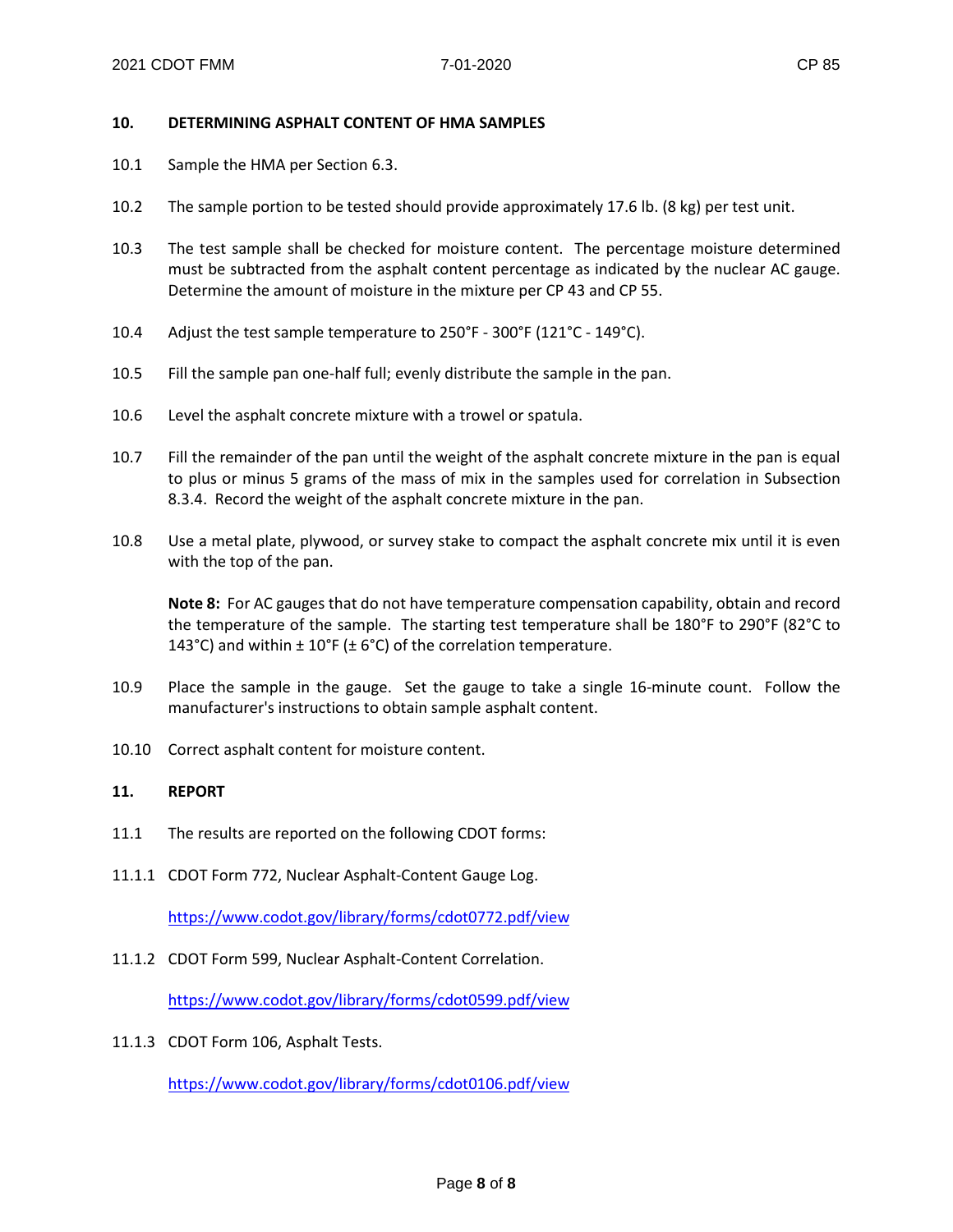## 10. DETERMINING ASPHALT CONTENT OF HMA SAMPLES

10.1 Sample the HMA per Section 6.3.

10.2 The sample portion to be tested should provide approximately 17.6 lb. (8 kg) per test unit.

10.3 The test sample shall be checked for moisture content. The percentage moisture determined must be subtracted from the asphalt content percentage as indicated by the nuclear AC gauge. Determine the amount of moisture in the mixture per CP 43 and CP 55.

10.4 Adjust the test sample temperature to 250°F - 300°F (121°C - 149°C).

10.5 Fill the sample pan one-half full; evenly distribute the sample in the pan.

10.6 Level the asphalt concrete mixture with a trowel or spatula.

10.7 Fill the remainder of the pan until the weight of the asphalt concrete mixture in the pan is equal to plus or minus 5 grams of the mass of mix in the samples used for correlation in Subsection 8.3.4. Record the weight of the asphalt concrete mixture in the pan.

10.8 Use a metal plate, plywood, or survey stake to compact the asphalt concrete mix until it is even with the top of the pan.

**Note 8:** For AC gauges that do not have temperature compensation capability, obtain and record the temperature of the sample. The starting test temperature shall be 180°F to 290°F (82°C to 143°C) and within ± 10°F (± 6°C) of the correlation temperature.

10.9 Place the sample in the gauge. Set the gauge to take a single 16-minute count. Follow the manufacturer's instructions to obtain sample asphalt content.

10.10 Correct asphalt content for moisture content.

## 11. REPORT

11.1 The results are reported on the following CDOT forms:

11.1.1 CDOT Form 772, Nuclear Asphalt-Content Gauge Log.

https://www.codot.gov/library/forms/cdot0772.pdf/view

11.1.2 CDOT Form 599, Nuclear Asphalt-Content Correlation.

https://www.codot.gov/library/forms/cdot0599.pdf/view

11.1.3 CDOT Form 106, Asphalt Tests.

https://www.codot.gov/library/forms/cdot0106.pdf/view